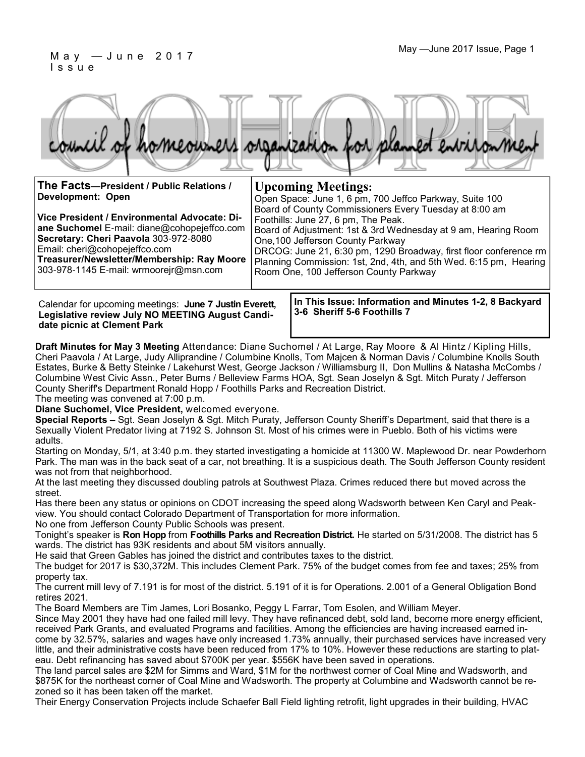May —June 2017 Issue

# COHOPE

council of homeowners organization for planned environment

**The Facts—President / Public Relations / Development: Open**

**Vice President / Environmental Advocate: Diane Suchomel** E-mail: diane@cohopejeffco.com
**Secretary: Cheri Paavola** 303-972-8080
Email: cheri@cohopejeffco.com
**Treasurer/Newsletter/Membership: Ray Moore** 303-978-1145 E-mail: wrmoorejr@msn.com

## Upcoming Meetings:

Open Space: June 1, 6 pm, 700 Jeffco Parkway, Suite 100
Board of County Commissioners Every Tuesday at 8:00 am
Foothills: June 27, 6 pm, The Peak.
Board of Adjustment: 1st & 3rd Wednesday at 9 am, Hearing Room One,100 Jefferson County Parkway
DRCOG: June 21, 6:30 pm, 1290 Broadway, first floor conference rm
Planning Commission: 1st, 2nd, 4th, and 5th Wed. 6:15 pm, Hearing Room One, 100 Jefferson County Parkway

Calendar for upcoming meetings: **June 7 Justin Everett, Legislative review July NO MEETING August Candidate picnic at Clement Park**

**In This Issue: Information and Minutes 1-2, 8 Backyard 3-6 Sheriff 5-6 Foothills 7**

**Draft Minutes for May 3 Meeting** Attendance: Diane Suchomel / At Large, Ray Moore & Al Hintz / Kipling Hills, Cheri Paavola / At Large, Judy Alliprandine / Columbine Knolls, Tom Majcen & Norman Davis / Columbine Knolls South Estates, Burke & Betty Steinke / Lakehurst West, George Jackson / Williamsburg II, Don Mullins & Natasha McCombs / Columbine West Civic Assn., Peter Burns / Belleview Farms HOA, Sgt. Sean Joselyn & Sgt. Mitch Puraty / Jefferson County Sheriff's Department Ronald Hopp / Foothills Parks and Recreation District.

The meeting was convened at 7:00 p.m.

**Diane Suchomel, Vice President,** welcomed everyone.

**Special Reports –** Sgt. Sean Joselyn & Sgt. Mitch Puraty, Jefferson County Sheriff's Department, said that there is a Sexually Violent Predator living at 7192 S. Johnson St. Most of his crimes were in Pueblo. Both of his victims were adults.

Starting on Monday, 5/1, at 3:40 p.m. they started investigating a homicide at 11300 W. Maplewood Dr. near Powderhorn Park. The man was in the back seat of a car, not breathing. It is a suspicious death. The South Jefferson County resident was not from that neighborhood.

At the last meeting they discussed doubling patrols at Southwest Plaza. Crimes reduced there but moved across the street.

Has there been any status or opinions on CDOT increasing the speed along Wadsworth between Ken Caryl and Peakview. You should contact Colorado Department of Transportation for more information.

No one from Jefferson County Public Schools was present.

Tonight's speaker is **Ron Hopp** from **Foothills Parks and Recreation District.** He started on 5/31/2008. The district has 5 wards. The district has 93K residents and about 5M visitors annually.

He said that Green Gables has joined the district and contributes taxes to the district.

The budget for 2017 is $30,372M. This includes Clement Park. 75% of the budget comes from fee and taxes; 25% from property tax.

The current mill levy of 7.191 is for most of the district. 5.191 of it is for Operations. 2.001 of a General Obligation Bond retires 2021.

The Board Members are Tim James, Lori Bosanko, Peggy L Farrar, Tom Esolen, and William Meyer.

Since May 2001 they have had one failed mill levy. They have refinanced debt, sold land, become more energy efficient, received Park Grants, and evaluated Programs and facilities. Among the efficiencies are having increased earned income by 32.57%, salaries and wages have only increased 1.73% annually, their purchased services have increased very little, and their administrative costs have been reduced from 17% to 10%. However these reductions are starting to plateau. Debt refinancing has saved about $700K per year. $556K have been saved in operations.

The land parcel sales are $2M for Simms and Ward, $1M for the northwest corner of Coal Mine and Wadsworth, and $875K for the northeast corner of Coal Mine and Wadsworth. The property at Columbine and Wadsworth cannot be rezoned so it has been taken off the market.

Their Energy Conservation Projects include Schaefer Ball Field lighting retrofit, light upgrades in their building, HVAC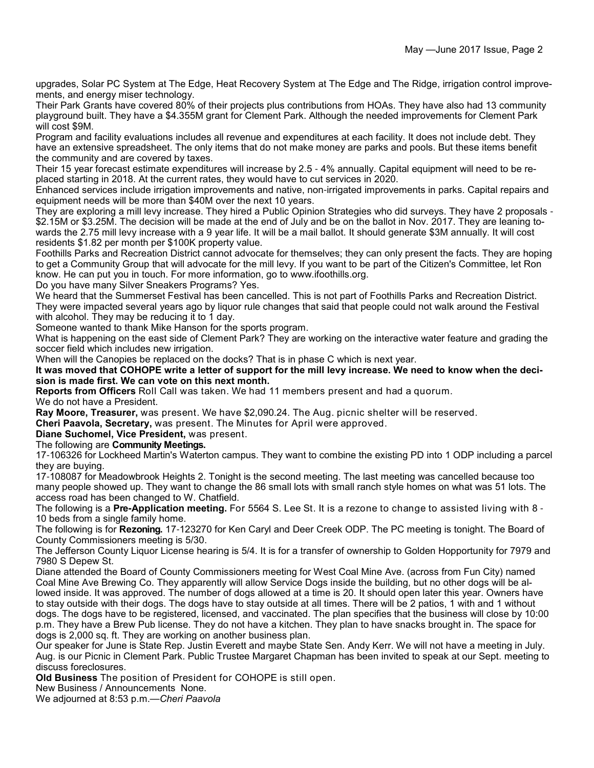upgrades, Solar PC System at The Edge, Heat Recovery System at The Edge and The Ridge, irrigation control improvements, and energy miser technology.

Their Park Grants have covered 80% of their projects plus contributions from HOAs. They have also had 13 community playground built. They have a $4.355M grant for Clement Park. Although the needed improvements for Clement Park will cost $9M.

Program and facility evaluations includes all revenue and expenditures at each facility. It does not include debt. They have an extensive spreadsheet. The only items that do not make money are parks and pools. But these items benefit the community and are covered by taxes.

Their 15 year forecast estimate expenditures will increase by 2.5 - 4% annually. Capital equipment will need to be replaced starting in 2018. At the current rates, they would have to cut services in 2020.

Enhanced services include irrigation improvements and native, non-irrigated improvements in parks. Capital repairs and equipment needs will be more than $40M over the next 10 years.

They are exploring a mill levy increase. They hired a Public Opinion Strategies who did surveys. They have 2 proposals - $2.15M or $3.25M. The decision will be made at the end of July and be on the ballot in Nov. 2017. They are leaning towards the 2.75 mill levy increase with a 9 year life. It will be a mail ballot. It should generate $3M annually. It will cost residents $1.82 per month per $100K property value.

Foothills Parks and Recreation District cannot advocate for themselves; they can only present the facts. They are hoping to get a Community Group that will advocate for the mill levy. If you want to be part of the Citizen's Committee, let Ron know. He can put you in touch. For more information, go to www.ifoothills.org.

Do you have many Silver Sneakers Programs? Yes.

We heard that the Summerset Festival has been cancelled. This is not part of Foothills Parks and Recreation District. They were impacted several years ago by liquor rule changes that said that people could not walk around the Festival with alcohol. They may be reducing it to 1 day.

Someone wanted to thank Mike Hanson for the sports program.

What is happening on the east side of Clement Park? They are working on the interactive water feature and grading the soccer field which includes new irrigation.

When will the Canopies be replaced on the docks? That is in phase C which is next year.

**It was moved that COHOPE write a letter of support for the mill levy increase. We need to know when the decision is made first. We can vote on this next month.**

**Reports from Officers** Roll Call was taken. We had 11 members present and had a quorum.

We do not have a President.

**Ray Moore, Treasurer,** was present. We have $2,090.24. The Aug. picnic shelter will be reserved.

**Cheri Paavola, Secretary,** was present. The Minutes for April were approved.

**Diane Suchomel, Vice President,** was present.

The following are **Community Meetings.**

17-106326 for Lockheed Martin's Waterton campus. They want to combine the existing PD into 1 ODP including a parcel they are buying.

17-108087 for Meadowbrook Heights 2. Tonight is the second meeting. The last meeting was cancelled because too many people showed up. They want to change the 86 small lots with small ranch style homes on what was 51 lots. The access road has been changed to W. Chatfield.

The following is a **Pre-Application meeting.** For 5564 S. Lee St. It is a rezone to change to assisted living with 8 - 10 beds from a single family home.

The following is for **Rezoning.** 17-123270 for Ken Caryl and Deer Creek ODP. The PC meeting is tonight. The Board of County Commissioners meeting is 5/30.

The Jefferson County Liquor License hearing is 5/4. It is for a transfer of ownership to Golden Hopportunity for 7979 and 7980 S Depew St.

Diane attended the Board of County Commissioners meeting for West Coal Mine Ave. (across from Fun City) named Coal Mine Ave Brewing Co. They apparently will allow Service Dogs inside the building, but no other dogs will be allowed inside. It was approved. The number of dogs allowed at a time is 20. It should open later this year. Owners have to stay outside with their dogs. The dogs have to stay outside at all times. There will be 2 patios, 1 with and 1 without dogs. The dogs have to be registered, licensed, and vaccinated. The plan specifies that the business will close by 10:00 p.m. They have a Brew Pub license. They do not have a kitchen. They plan to have snacks brought in. The space for dogs is 2,000 sq. ft. They are working on another business plan.

Our speaker for June is State Rep. Justin Everett and maybe State Sen. Andy Kerr. We will not have a meeting in July. Aug. is our Picnic in Clement Park. Public Trustee Margaret Chapman has been invited to speak at our Sept. meeting to discuss foreclosures.

**Old Business** The position of President for COHOPE is still open.

New Business / Announcements None.

We adjourned at 8:53 p.m.—*Cheri Paavola*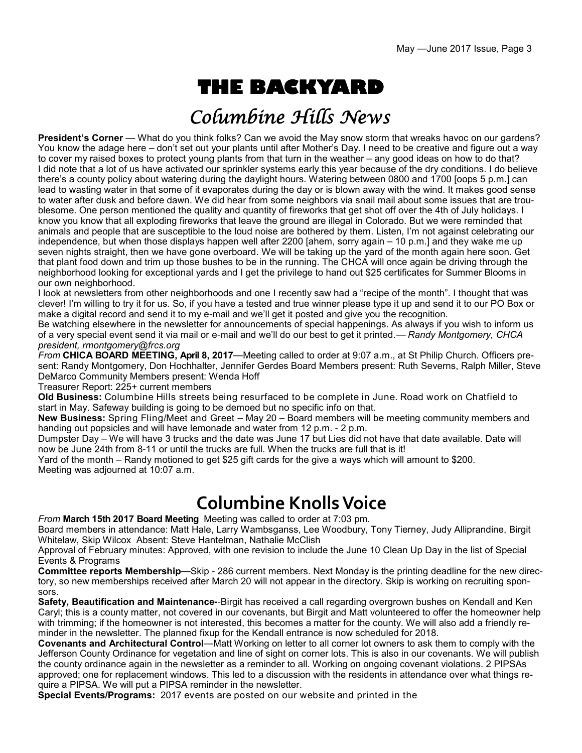# THE BACKYARD

## Columbine Hills News

**President's Corner** — What do you think folks? Can we avoid the May snow storm that wreaks havoc on our gardens? You know the adage here – don't set out your plants until after Mother's Day. I need to be creative and figure out a way to cover my raised boxes to protect young plants from that turn in the weather – any good ideas on how to do that? I did note that a lot of us have activated our sprinkler systems early this year because of the dry conditions. I do believe there's a county policy about watering during the daylight hours. Watering between 0800 and 1700 [oops 5 p.m.] can lead to wasting water in that some of it evaporates during the day or is blown away with the wind. It makes good sense to water after dusk and before dawn. We did hear from some neighbors via snail mail about some issues that are troublesome. One person mentioned the quality and quantity of fireworks that get shot off over the 4th of July holidays. I know you know that all exploding fireworks that leave the ground are illegal in Colorado. But we were reminded that animals and people that are susceptible to the loud noise are bothered by them. Listen, I'm not against celebrating our independence, but when those displays happen well after 2200 [ahem, sorry again – 10 p.m.] and they wake me up seven nights straight, then we have gone overboard. We will be taking up the yard of the month again here soon. Get that plant food down and trim up those bushes to be in the running. The CHCA will once again be driving through the neighborhood looking for exceptional yards and I get the privilege to hand out $25 certificates for Summer Blooms in our own neighborhood.

I look at newsletters from other neighborhoods and one I recently saw had a "recipe of the month". I thought that was clever! I'm willing to try it for us. So, if you have a tested and true winner please type it up and send it to our PO Box or make a digital record and send it to my e-mail and we'll get it posted and give you the recognition.

Be watching elsewhere in the newsletter for announcements of special happenings. As always if you wish to inform us of a very special event send it via mail or e-mail and we'll do our best to get it printed.*— Randy Montgomery, CHCA president, rmontgomery@frcs.org*

*From* **CHICA BOARD MEETING, April 8, 2017**—Meeting called to order at 9:07 a.m., at St Philip Church. Officers present: Randy Montgomery, Don Hochhalter, Jennifer Gerdes Board Members present: Ruth Severns, Ralph Miller, Steve DeMarco Community Members present: Wenda Hoff

Treasurer Report: 225+ current members

**Old Business:** Columbine Hills streets being resurfaced to be complete in June. Road work on Chatfield to start in May. Safeway building is going to be demoed but no specific info on that.

**New Business:** Spring Fling/Meet and Greet – May 20 – Board members will be meeting community members and handing out popsicles and will have lemonade and water from 12 p.m. - 2 p.m.

Dumpster Day – We will have 3 trucks and the date was June 17 but Lies did not have that date available. Date will now be June 24th from 8-11 or until the trucks are full. When the trucks are full that is it!

Yard of the month – Randy motioned to get $25 gift cards for the give a ways which will amount to $200.

Meeting was adjourned at 10:07 a.m.

## Columbine Knolls Voice

*From* **March 15th 2017 Board Meeting** Meeting was called to order at 7:03 pm.

Board members in attendance: Matt Hale, Larry Wambsganss, Lee Woodbury, Tony Tierney, Judy Alliprandine, Birgit Whitelaw, Skip Wilcox Absent: Steve Hantelman, Nathalie McClish

Approval of February minutes: Approved, with one revision to include the June 10 Clean Up Day in the list of Special Events & Programs

**Committee reports Membership**—Skip - 286 current members. Next Monday is the printing deadline for the new directory, so new memberships received after March 20 will not appear in the directory. Skip is working on recruiting sponsors.

**Safety, Beautification and Maintenance-**-Birgit has received a call regarding overgrown bushes on Kendall and Ken Caryl; this is a county matter, not covered in our covenants, but Birgit and Matt volunteered to offer the homeowner help with trimming; if the homeowner is not interested, this becomes a matter for the county. We will also add a friendly reminder in the newsletter. The planned fixup for the Kendall entrance is now scheduled for 2018.

**Covenants and Architectural Control**—Matt Working on letter to all corner lot owners to ask them to comply with the Jefferson County Ordinance for vegetation and line of sight on corner lots. This is also in our covenants. We will publish the county ordinance again in the newsletter as a reminder to all. Working on ongoing covenant violations. 2 PIPSAs approved; one for replacement windows. This led to a discussion with the residents in attendance over what things require a PIPSA. We will put a PIPSA reminder in the newsletter.

**Special Events/Programs:** 2017 events are posted on our website and printed in the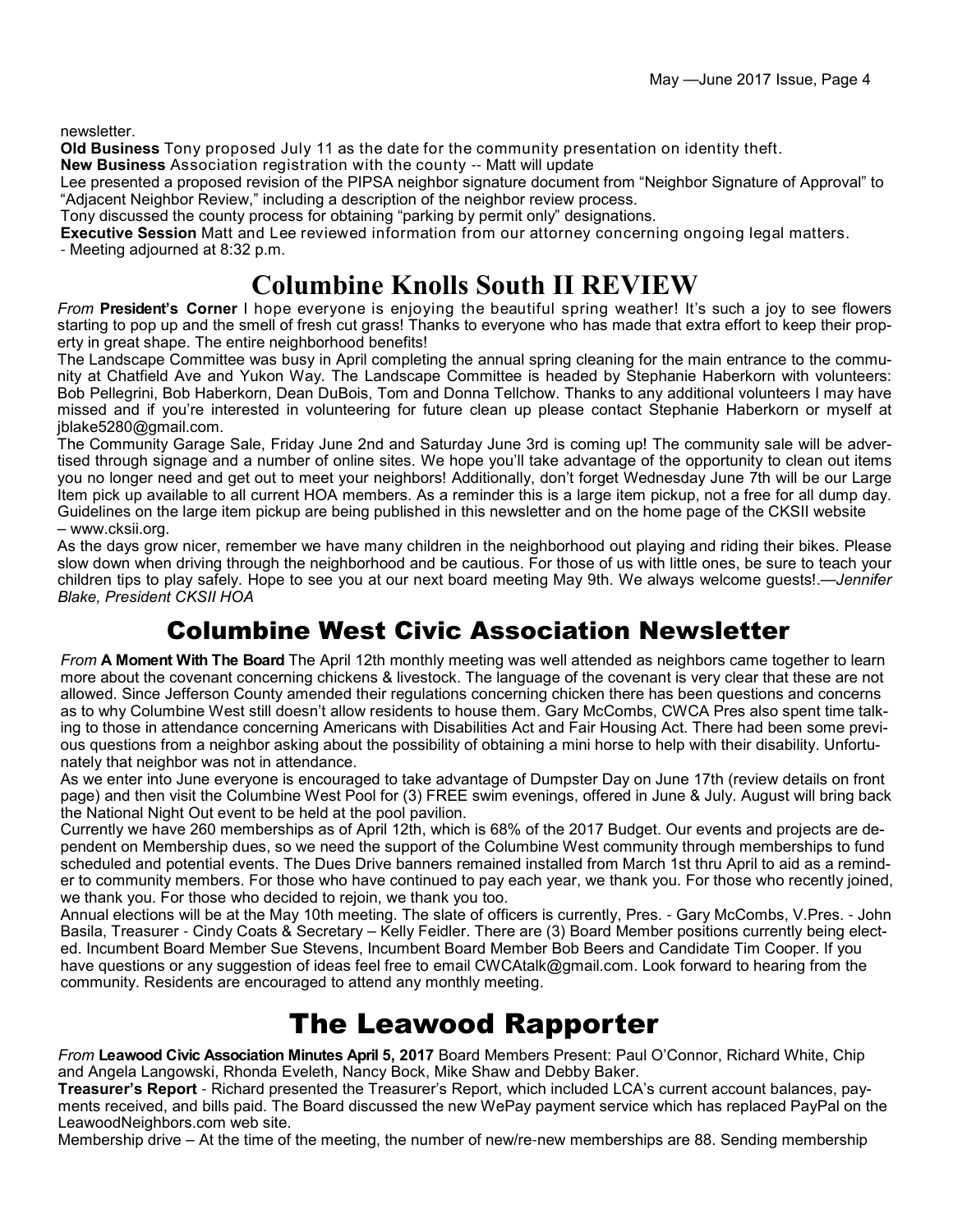newsletter.

**Old Business** Tony proposed July 11 as the date for the community presentation on identity theft.

**New Business** Association registration with the county -- Matt will update

Lee presented a proposed revision of the PIPSA neighbor signature document from "Neighbor Signature of Approval" to "Adjacent Neighbor Review," including a description of the neighbor review process.

Tony discussed the county process for obtaining "parking by permit only" designations.

**Executive Session** Matt and Lee reviewed information from our attorney concerning ongoing legal matters.

- Meeting adjourned at 8:32 p.m.

# Columbine Knolls South II REVIEW

*From* **President's Corner** I hope everyone is enjoying the beautiful spring weather! It's such a joy to see flowers starting to pop up and the smell of fresh cut grass! Thanks to everyone who has made that extra effort to keep their property in great shape. The entire neighborhood benefits!

The Landscape Committee was busy in April completing the annual spring cleaning for the main entrance to the community at Chatfield Ave and Yukon Way. The Landscape Committee is headed by Stephanie Haberkorn with volunteers: Bob Pellegrini, Bob Haberkorn, Dean DuBois, Tom and Donna Tellchow. Thanks to any additional volunteers I may have missed and if you're interested in volunteering for future clean up please contact Stephanie Haberkorn or myself at jblake5280@gmail.com.

The Community Garage Sale, Friday June 2nd and Saturday June 3rd is coming up! The community sale will be advertised through signage and a number of online sites. We hope you'll take advantage of the opportunity to clean out items you no longer need and get out to meet your neighbors! Additionally, don't forget Wednesday June 7th will be our Large Item pick up available to all current HOA members. As a reminder this is a large item pickup, not a free for all dump day. Guidelines on the large item pickup are being published in this newsletter and on the home page of the CKSII website – www.cksii.org.

As the days grow nicer, remember we have many children in the neighborhood out playing and riding their bikes. Please slow down when driving through the neighborhood and be cautious. For those of us with little ones, be sure to teach your children tips to play safely. Hope to see you at our next board meeting May 9th. We always welcome guests!.—*Jennifer Blake, President CKSII HOA*

# Columbine West Civic Association Newsletter

*From* **A Moment With The Board** The April 12th monthly meeting was well attended as neighbors came together to learn more about the covenant concerning chickens & livestock. The language of the covenant is very clear that these are not allowed. Since Jefferson County amended their regulations concerning chicken there has been questions and concerns as to why Columbine West still doesn't allow residents to house them. Gary McCombs, CWCA Pres also spent time talking to those in attendance concerning Americans with Disabilities Act and Fair Housing Act. There had been some previous questions from a neighbor asking about the possibility of obtaining a mini horse to help with their disability. Unfortunately that neighbor was not in attendance.

As we enter into June everyone is encouraged to take advantage of Dumpster Day on June 17th (review details on front page) and then visit the Columbine West Pool for (3) FREE swim evenings, offered in June & July. August will bring back the National Night Out event to be held at the pool pavilion.

Currently we have 260 memberships as of April 12th, which is 68% of the 2017 Budget. Our events and projects are dependent on Membership dues, so we need the support of the Columbine West community through memberships to fund scheduled and potential events. The Dues Drive banners remained installed from March 1st thru April to aid as a reminder to community members. For those who have continued to pay each year, we thank you. For those who recently joined, we thank you. For those who decided to rejoin, we thank you too.

Annual elections will be at the May 10th meeting. The slate of officers is currently, Pres. - Gary McCombs, V.Pres. - John Basila, Treasurer - Cindy Coats & Secretary – Kelly Feidler. There are (3) Board Member positions currently being elected. Incumbent Board Member Sue Stevens, Incumbent Board Member Bob Beers and Candidate Tim Cooper. If you have questions or any suggestion of ideas feel free to email CWCAtalk@gmail.com. Look forward to hearing from the community. Residents are encouraged to attend any monthly meeting.

# The Leawood Rapporter

*From* **Leawood Civic Association Minutes April 5, 2017** Board Members Present: Paul O'Connor, Richard White, Chip and Angela Langowski, Rhonda Eveleth, Nancy Bock, Mike Shaw and Debby Baker.

**Treasurer's Report** - Richard presented the Treasurer's Report, which included LCA's current account balances, payments received, and bills paid. The Board discussed the new WePay payment service which has replaced PayPal on the LeawoodNeighbors.com web site.

Membership drive – At the time of the meeting, the number of new/re-new memberships are 88. Sending membership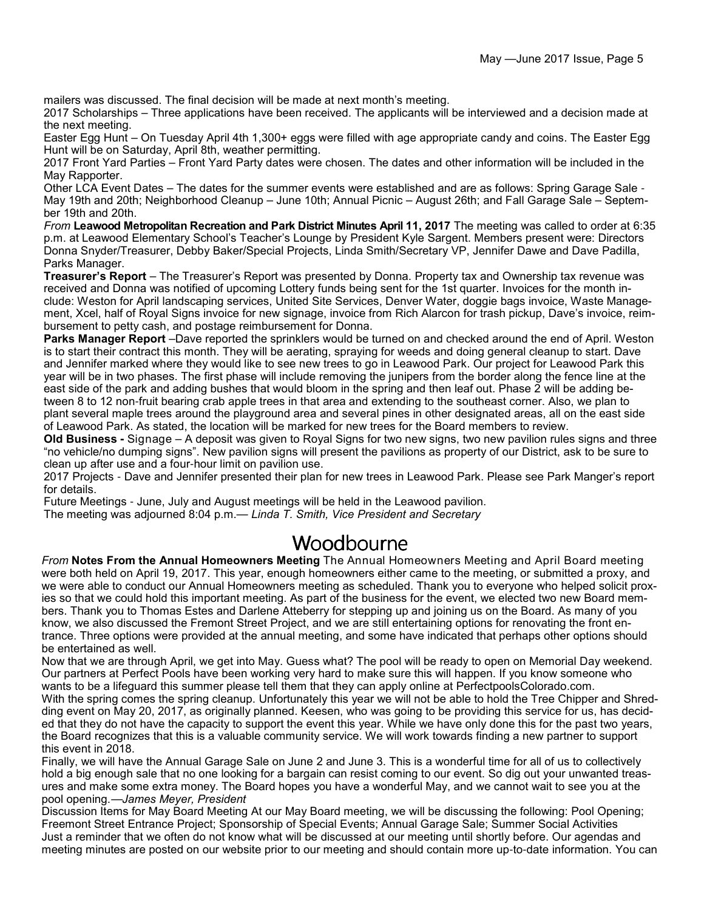mailers was discussed. The final decision will be made at next month's meeting.

2017 Scholarships – Three applications have been received. The applicants will be interviewed and a decision made at the next meeting.

Easter Egg Hunt – On Tuesday April 4th 1,300+ eggs were filled with age appropriate candy and coins. The Easter Egg Hunt will be on Saturday, April 8th, weather permitting.

2017 Front Yard Parties – Front Yard Party dates were chosen. The dates and other information will be included in the May Rapporter.

Other LCA Event Dates – The dates for the summer events were established and are as follows: Spring Garage Sale - May 19th and 20th; Neighborhood Cleanup – June 10th; Annual Picnic – August 26th; and Fall Garage Sale – September 19th and 20th.

*From* **Leawood Metropolitan Recreation and Park District Minutes April 11, 2017** The meeting was called to order at 6:35 p.m. at Leawood Elementary School's Teacher's Lounge by President Kyle Sargent. Members present were: Directors Donna Snyder/Treasurer, Debby Baker/Special Projects, Linda Smith/Secretary VP, Jennifer Dawe and Dave Padilla, Parks Manager.

**Treasurer's Report** – The Treasurer's Report was presented by Donna. Property tax and Ownership tax revenue was received and Donna was notified of upcoming Lottery funds being sent for the 1st quarter. Invoices for the month include: Weston for April landscaping services, United Site Services, Denver Water, doggie bags invoice, Waste Management, Xcel, half of Royal Signs invoice for new signage, invoice from Rich Alarcon for trash pickup, Dave's invoice, reimbursement to petty cash, and postage reimbursement for Donna.

**Parks Manager Report** –Dave reported the sprinklers would be turned on and checked around the end of April. Weston is to start their contract this month. They will be aerating, spraying for weeds and doing general cleanup to start. Dave and Jennifer marked where they would like to see new trees to go in Leawood Park. Our project for Leawood Park this year will be in two phases. The first phase will include removing the junipers from the border along the fence line at the east side of the park and adding bushes that would bloom in the spring and then leaf out. Phase 2 will be adding between 8 to 12 non-fruit bearing crab apple trees in that area and extending to the southeast corner. Also, we plan to plant several maple trees around the playground area and several pines in other designated areas, all on the east side of Leawood Park. As stated, the location will be marked for new trees for the Board members to review.

**Old Business -** Signage – A deposit was given to Royal Signs for two new signs, two new pavilion rules signs and three "no vehicle/no dumping signs". New pavilion signs will present the pavilions as property of our District, ask to be sure to clean up after use and a four-hour limit on pavilion use.

2017 Projects - Dave and Jennifer presented their plan for new trees in Leawood Park. Please see Park Manger's report for details.

Future Meetings - June, July and August meetings will be held in the Leawood pavilion.

The meeting was adjourned 8:04 p.m.— *Linda T. Smith, Vice President and Secretary*

# Woodbourne

*From* **Notes From the Annual Homeowners Meeting** The Annual Homeowners Meeting and April Board meeting were both held on April 19, 2017. This year, enough homeowners either came to the meeting, or submitted a proxy, and we were able to conduct our Annual Homeowners meeting as scheduled. Thank you to everyone who helped solicit proxies so that we could hold this important meeting. As part of the business for the event, we elected two new Board members. Thank you to Thomas Estes and Darlene Atteberry for stepping up and joining us on the Board. As many of you know, we also discussed the Fremont Street Project, and we are still entertaining options for renovating the front entrance. Three options were provided at the annual meeting, and some have indicated that perhaps other options should be entertained as well.

Now that we are through April, we get into May. Guess what? The pool will be ready to open on Memorial Day weekend. Our partners at Perfect Pools have been working very hard to make sure this will happen. If you know someone who wants to be a lifeguard this summer please tell them that they can apply online at PerfectpoolsColorado.com.

With the spring comes the spring cleanup. Unfortunately this year we will not be able to hold the Tree Chipper and Shredding event on May 20, 2017, as originally planned. Keesen, who was going to be providing this service for us, has decided that they do not have the capacity to support the event this year. While we have only done this for the past two years, the Board recognizes that this is a valuable community service. We will work towards finding a new partner to support this event in 2018.

Finally, we will have the Annual Garage Sale on June 2 and June 3. This is a wonderful time for all of us to collectively hold a big enough sale that no one looking for a bargain can resist coming to our event. So dig out your unwanted treasures and make some extra money. The Board hopes you have a wonderful May, and we cannot wait to see you at the pool opening.—*James Meyer, President*

Discussion Items for May Board Meeting At our May Board meeting, we will be discussing the following: Pool Opening; Freemont Street Entrance Project; Sponsorship of Special Events; Annual Garage Sale; Summer Social Activities

Just a reminder that we often do not know what will be discussed at our meeting until shortly before. Our agendas and meeting minutes are posted on our website prior to our meeting and should contain more up-to-date information. You can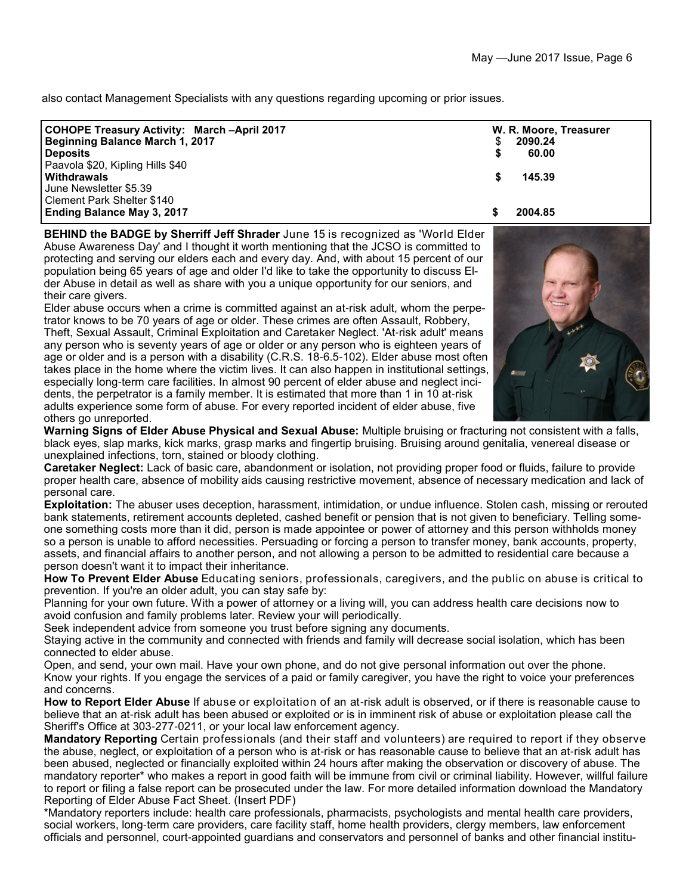also contact Management Specialists with any questions regarding upcoming or prior issues.

| **COHOPE Treasury Activity: March –April 2017** | **W. R. Moore, Treasurer** |
|---|---|
| **Beginning Balance March 1, 2017** | $ **2090.24** |
| **Deposits** | **$ 60.00** |
| Paavola $20, Kipling Hills $40 | |
| **Withdrawals** | **$ 145.39** |
| June Newsletter $5.39 | |
| Clement Park Shelter $140 | |
| **Ending Balance May 3, 2017** | **$ 2004.85** |

**BEHIND the BADGE by Sherriff Jeff Shrader** June 15 is recognized as 'World Elder Abuse Awareness Day' and I thought it worth mentioning that the JCSO is committed to protecting and serving our elders each and every day. And, with about 15 percent of our population being 65 years of age and older I'd like to take the opportunity to discuss Elder Abuse in detail as well as share with you a unique opportunity for our seniors, and their care givers.

Elder abuse occurs when a crime is committed against an at-risk adult, whom the perpetrator knows to be 70 years of age or older. These crimes are often Assault, Robbery, Theft, Sexual Assault, Criminal Exploitation and Caretaker Neglect. 'At-risk adult' means any person who is seventy years of age or older or any person who is eighteen years of age or older and is a person with a disability (C.R.S. 18-6.5-102). Elder abuse most often takes place in the home where the victim lives. It can also happen in institutional settings, especially long-term care facilities. In almost 90 percent of elder abuse and neglect incidents, the perpetrator is a family member. It is estimated that more than 1 in 10 at-risk adults experience some form of abuse. For every reported incident of elder abuse, five others go unreported.

**Warning Signs of Elder Abuse Physical and Sexual Abuse:** Multiple bruising or fracturing not consistent with a falls, black eyes, slap marks, kick marks, grasp marks and fingertip bruising. Bruising around genitalia, venereal disease or unexplained infections, torn, stained or bloody clothing.

**Caretaker Neglect:** Lack of basic care, abandonment or isolation, not providing proper food or fluids, failure to provide proper health care, absence of mobility aids causing restrictive movement, absence of necessary medication and lack of personal care.

**Exploitation:** The abuser uses deception, harassment, intimidation, or undue influence. Stolen cash, missing or rerouted bank statements, retirement accounts depleted, cashed benefit or pension that is not given to beneficiary. Telling someone something costs more than it did, person is made appointee or power of attorney and this person withholds money so a person is unable to afford necessities. Persuading or forcing a person to transfer money, bank accounts, property, assets, and financial affairs to another person, and not allowing a person to be admitted to residential care because a person doesn't want it to impact their inheritance.

**How To Prevent Elder Abuse** Educating seniors, professionals, caregivers, and the public on abuse is critical to prevention. If you're an older adult, you can stay safe by:

Planning for your own future. With a power of attorney or a living will, you can address health care decisions now to avoid confusion and family problems later. Review your will periodically.

Seek independent advice from someone you trust before signing any documents.

Staying active in the community and connected with friends and family will decrease social isolation, which has been connected to elder abuse.

Open, and send, your own mail. Have your own phone, and do not give personal information out over the phone.

Know your rights. If you engage the services of a paid or family caregiver, you have the right to voice your preferences and concerns.

**How to Report Elder Abuse** If abuse or exploitation of an at-risk adult is observed, or if there is reasonable cause to believe that an at-risk adult has been abused or exploited or is in imminent risk of abuse or exploitation please call the Sheriff's Office at 303-277-0211, or your local law enforcement agency.

**Mandatory Reporting** Certain professionals (and their staff and volunteers) are required to report if they observe the abuse, neglect, or exploitation of a person who is at-risk or has reasonable cause to believe that an at-risk adult has been abused, neglected or financially exploited within 24 hours after making the observation or discovery of abuse. The mandatory reporter* who makes a report in good faith will be immune from civil or criminal liability. However, willful failure to report or filing a false report can be prosecuted under the law. For more detailed information download the Mandatory Reporting of Elder Abuse Fact Sheet. (Insert PDF)

*Mandatory reporters include: health care professionals, pharmacists, psychologists and mental health care providers, social workers, long-term care providers, care facility staff, home health providers, clergy members, law enforcement officials and personnel, court-appointed guardians and conservators and personnel of banks and other financial institu-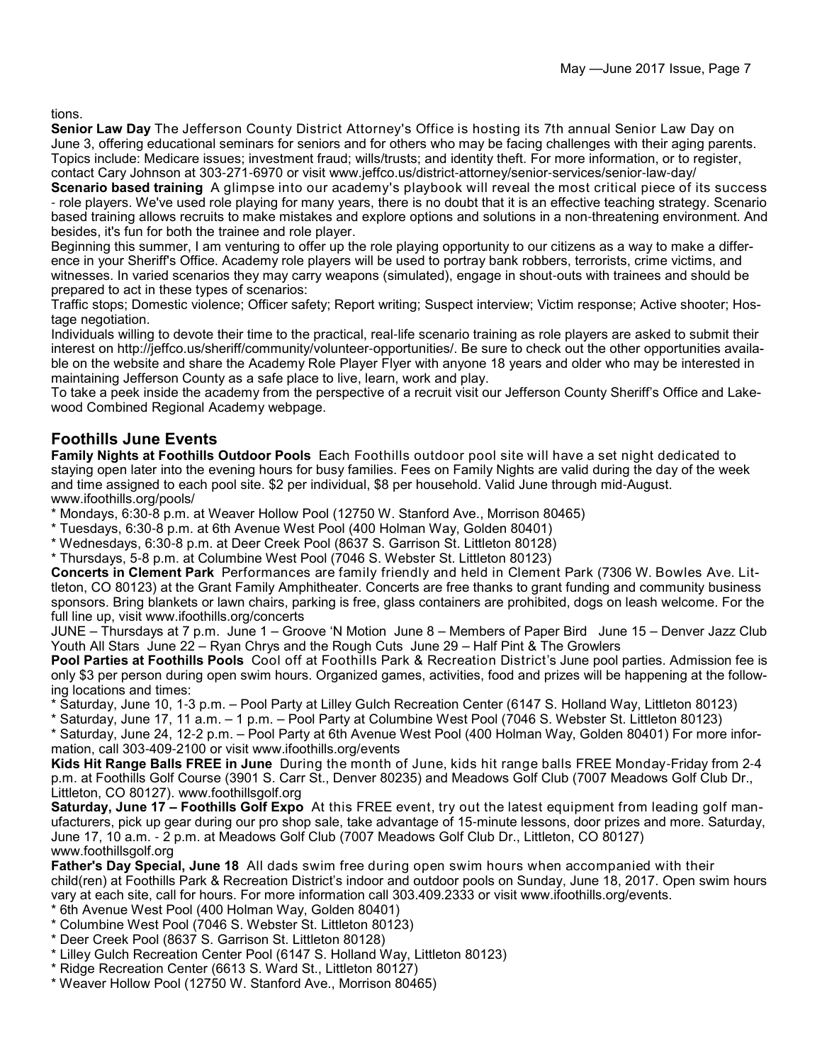tions.

**Senior Law Day** The Jefferson County District Attorney's Office is hosting its 7th annual Senior Law Day on June 3, offering educational seminars for seniors and for others who may be facing challenges with their aging parents. Topics include: Medicare issues; investment fraud; wills/trusts; and identity theft. For more information, or to register, contact Cary Johnson at 303-271-6970 or visit www.jeffco.us/district-attorney/senior-services/senior-law-day/

**Scenario based training** A glimpse into our academy's playbook will reveal the most critical piece of its success - role players. We've used role playing for many years, there is no doubt that it is an effective teaching strategy. Scenario based training allows recruits to make mistakes and explore options and solutions in a non-threatening environment. And besides, it's fun for both the trainee and role player.

Beginning this summer, I am venturing to offer up the role playing opportunity to our citizens as a way to make a difference in your Sheriff's Office. Academy role players will be used to portray bank robbers, terrorists, crime victims, and witnesses. In varied scenarios they may carry weapons (simulated), engage in shout-outs with trainees and should be prepared to act in these types of scenarios:

Traffic stops; Domestic violence; Officer safety; Report writing; Suspect interview; Victim response; Active shooter; Hostage negotiation.

Individuals willing to devote their time to the practical, real-life scenario training as role players are asked to submit their interest on http://jeffco.us/sheriff/community/volunteer-opportunities/. Be sure to check out the other opportunities available on the website and share the Academy Role Player Flyer with anyone 18 years and older who may be interested in maintaining Jefferson County as a safe place to live, learn, work and play.

To take a peek inside the academy from the perspective of a recruit visit our Jefferson County Sheriff's Office and Lakewood Combined Regional Academy webpage.

## Foothills June Events

**Family Nights at Foothills Outdoor Pools** Each Foothills outdoor pool site will have a set night dedicated to staying open later into the evening hours for busy families. Fees on Family Nights are valid during the day of the week and time assigned to each pool site. $2 per individual, $8 per household. Valid June through mid-August. www.ifoothills.org/pools/

* Mondays, 6:30-8 p.m. at Weaver Hollow Pool (12750 W. Stanford Ave., Morrison 80465)
* Tuesdays, 6:30-8 p.m. at 6th Avenue West Pool (400 Holman Way, Golden 80401)
* Wednesdays, 6:30-8 p.m. at Deer Creek Pool (8637 S. Garrison St. Littleton 80128)
* Thursdays, 5-8 p.m. at Columbine West Pool (7046 S. Webster St. Littleton 80123)

**Concerts in Clement Park** Performances are family friendly and held in Clement Park (7306 W. Bowles Ave. Littleton, CO 80123) at the Grant Family Amphitheater. Concerts are free thanks to grant funding and community business sponsors. Bring blankets or lawn chairs, parking is free, glass containers are prohibited, dogs on leash welcome. For the full line up, visit www.ifoothills.org/concerts

JUNE – Thursdays at 7 p.m. June 1 – Groove 'N Motion June 8 – Members of Paper Bird June 15 – Denver Jazz Club Youth All Stars June 22 – Ryan Chrys and the Rough Cuts June 29 – Half Pint & The Growlers

**Pool Parties at Foothills Pools** Cool off at Foothills Park & Recreation District's June pool parties. Admission fee is only $3 per person during open swim hours. Organized games, activities, food and prizes will be happening at the following locations and times:

* Saturday, June 10, 1-3 p.m. – Pool Party at Lilley Gulch Recreation Center (6147 S. Holland Way, Littleton 80123)
* Saturday, June 17, 11 a.m. – 1 p.m. – Pool Party at Columbine West Pool (7046 S. Webster St. Littleton 80123)
* Saturday, June 24, 12-2 p.m. – Pool Party at 6th Avenue West Pool (400 Holman Way, Golden 80401) For more information, call 303-409-2100 or visit www.ifoothills.org/events

**Kids Hit Range Balls FREE in June** During the month of June, kids hit range balls FREE Monday-Friday from 2-4 p.m. at Foothills Golf Course (3901 S. Carr St., Denver 80235) and Meadows Golf Club (7007 Meadows Golf Club Dr., Littleton, CO 80127). www.foothillsgolf.org

**Saturday, June 17 – Foothills Golf Expo** At this FREE event, try out the latest equipment from leading golf manufacturers, pick up gear during our pro shop sale, take advantage of 15-minute lessons, door prizes and more. Saturday, June 17, 10 a.m. - 2 p.m. at Meadows Golf Club (7007 Meadows Golf Club Dr., Littleton, CO 80127) www.foothillsgolf.org

**Father's Day Special, June 18** All dads swim free during open swim hours when accompanied with their child(ren) at Foothills Park & Recreation District's indoor and outdoor pools on Sunday, June 18, 2017. Open swim hours vary at each site, call for hours. For more information call 303.409.2333 or visit www.ifoothills.org/events.

* 6th Avenue West Pool (400 Holman Way, Golden 80401)
* Columbine West Pool (7046 S. Webster St. Littleton 80123)
* Deer Creek Pool (8637 S. Garrison St. Littleton 80128)
* Lilley Gulch Recreation Center Pool (6147 S. Holland Way, Littleton 80123)
* Ridge Recreation Center (6613 S. Ward St., Littleton 80127)
* Weaver Hollow Pool (12750 W. Stanford Ave., Morrison 80465)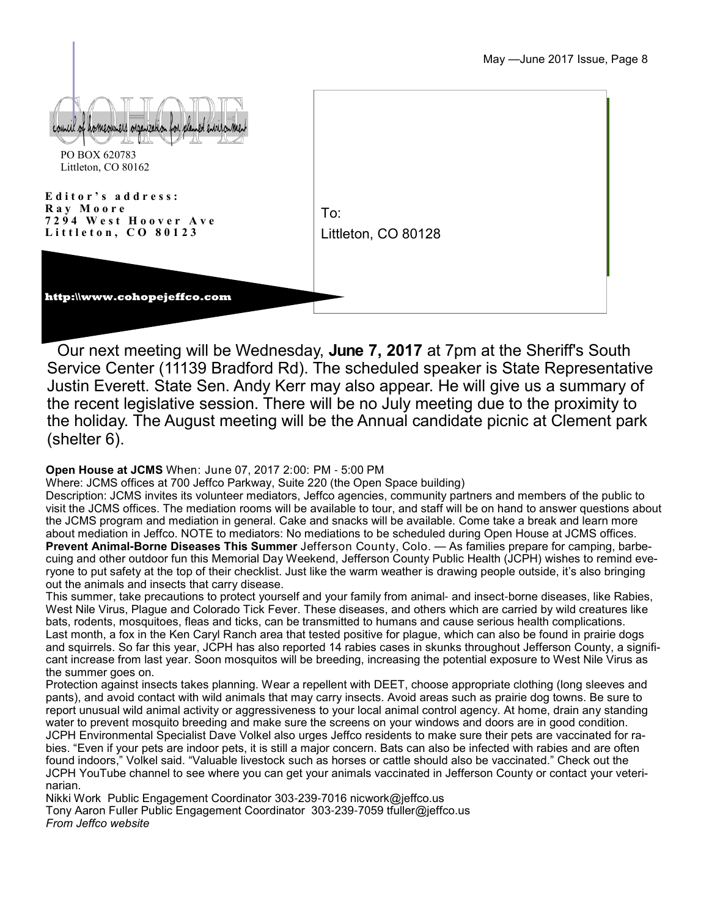COHOPE

council of homeowners organization for planned environment

PO BOX 620783
Littleton, CO 80162

**Editor's address:**
**Ray Moore**
**7294 West Hoover Ave**
**Littleton, CO 80123**

**http:\\www.cohopejeffco.com**

To:
Littleton, CO 80128

Our next meeting will be Wednesday, **June 7, 2017** at 7pm at the Sheriff's South Service Center (11139 Bradford Rd). The scheduled speaker is State Representative Justin Everett. State Sen. Andy Kerr may also appear. He will give us a summary of the recent legislative session. There will be no July meeting due to the proximity to the holiday. The August meeting will be the Annual candidate picnic at Clement park (shelter 6).

**Open House at JCMS** When: June 07, 2017 2:00: PM - 5:00 PM
Where: JCMS offices at 700 Jeffco Parkway, Suite 220 (the Open Space building)
Description: JCMS invites its volunteer mediators, Jeffco agencies, community partners and members of the public to visit the JCMS offices. The mediation rooms will be available to tour, and staff will be on hand to answer questions about the JCMS program and mediation in general. Cake and snacks will be available. Come take a break and learn more about mediation in Jeffco. NOTE to mediators: No mediations to be scheduled during Open House at JCMS offices.

**Prevent Animal-Borne Diseases This Summer** Jefferson County, Colo. — As families prepare for camping, barbecuing and other outdoor fun this Memorial Day Weekend, Jefferson County Public Health (JCPH) wishes to remind everyone to put safety at the top of their checklist. Just like the warm weather is drawing people outside, it's also bringing out the animals and insects that carry disease.

This summer, take precautions to protect yourself and your family from animal- and insect-borne diseases, like Rabies, West Nile Virus, Plague and Colorado Tick Fever. These diseases, and others which are carried by wild creatures like bats, rodents, mosquitoes, fleas and ticks, can be transmitted to humans and cause serious health complications.

Last month, a fox in the Ken Caryl Ranch area that tested positive for plague, which can also be found in prairie dogs and squirrels. So far this year, JCPH has also reported 14 rabies cases in skunks throughout Jefferson County, a significant increase from last year. Soon mosquitos will be breeding, increasing the potential exposure to West Nile Virus as the summer goes on.

Protection against insects takes planning. Wear a repellent with DEET, choose appropriate clothing (long sleeves and pants), and avoid contact with wild animals that may carry insects. Avoid areas such as prairie dog towns. Be sure to report unusual wild animal activity or aggressiveness to your local animal control agency. At home, drain any standing water to prevent mosquito breeding and make sure the screens on your windows and doors are in good condition.

JCPH Environmental Specialist Dave Volkel also urges Jeffco residents to make sure their pets are vaccinated for rabies. "Even if your pets are indoor pets, it is still a major concern. Bats can also be infected with rabies and are often found indoors," Volkel said. "Valuable livestock such as horses or cattle should also be vaccinated." Check out the JCPH YouTube channel to see where you can get your animals vaccinated in Jefferson County or contact your veterinarian.

Nikki Work Public Engagement Coordinator 303-239-7016 nicwork@jeffco.us
Tony Aaron Fuller Public Engagement Coordinator 303-239-7059 tfuller@jeffco.us
*From Jeffco website*